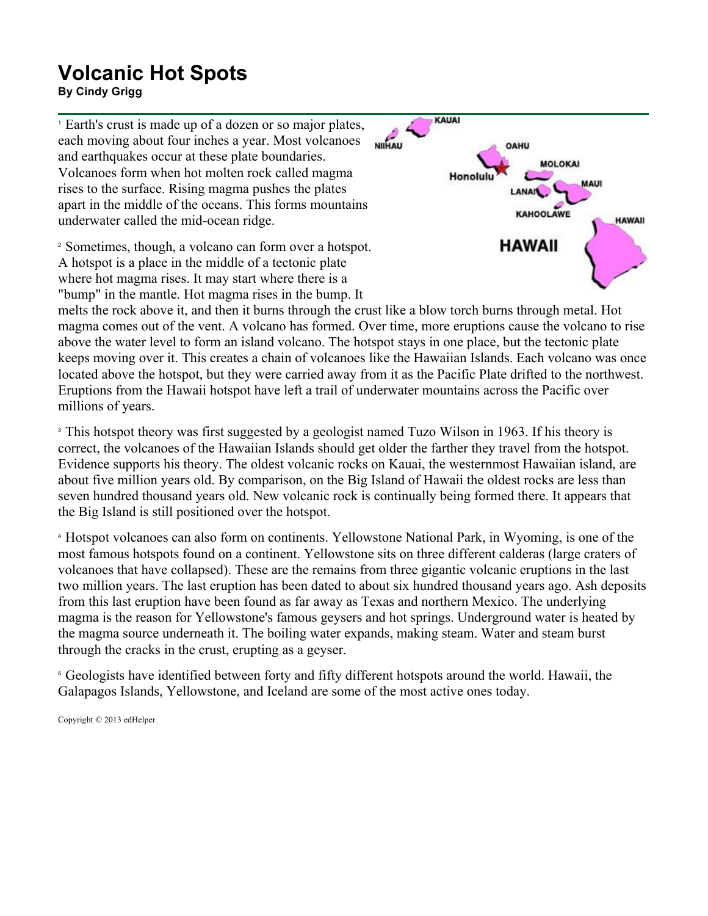# Volcanic Hot Spots

**By Cindy Grigg**

[1] Earth's crust is made up of a dozen or so major plates, each moving about four inches a year. Most volcanoes and earthquakes occur at these plate boundaries. Volcanoes form when hot molten rock called magma rises to the surface. Rising magma pushes the plates apart in the middle of the oceans. This forms mountains underwater called the mid-ocean ridge.

[2] Sometimes, though, a volcano can form over a hotspot. A hotspot is a place in the middle of a tectonic plate where hot magma rises. It may start where there is a "bump" in the mantle. Hot magma rises in the bump. It melts the rock above it, and then it burns through the crust like a blow torch burns through metal. Hot magma comes out of the vent. A volcano has formed. Over time, more eruptions cause the volcano to rise above the water level to form an island volcano. The hotspot stays in one place, but the tectonic plate keeps moving over it. This creates a chain of volcanoes like the Hawaiian Islands. Each volcano was once located above the hotspot, but they were carried away from it as the Pacific Plate drifted to the northwest. Eruptions from the Hawaii hotspot have left a trail of underwater mountains across the Pacific over millions of years.

[3] This hotspot theory was first suggested by a geologist named Tuzo Wilson in 1963. If his theory is correct, the volcanoes of the Hawaiian Islands should get older the farther they travel from the hotspot. Evidence supports his theory. The oldest volcanic rocks on Kauai, the westernmost Hawaiian island, are about five million years old. By comparison, on the Big Island of Hawaii the oldest rocks are less than seven hundred thousand years old. New volcanic rock is continually being formed there. It appears that the Big Island is still positioned over the hotspot.

[4] Hotspot volcanoes can also form on continents. Yellowstone National Park, in Wyoming, is one of the most famous hotspots found on a continent. Yellowstone sits on three different calderas (large craters of volcanoes that have collapsed). These are the remains from three gigantic volcanic eruptions in the last two million years. The last eruption has been dated to about six hundred thousand years ago. Ash deposits from this last eruption have been found as far away as Texas and northern Mexico. The underlying magma is the reason for Yellowstone's famous geysers and hot springs. Underground water is heated by the magma source underneath it. The boiling water expands, making steam. Water and steam burst through the cracks in the crust, erupting as a geyser.

[5] Geologists have identified between forty and fifty different hotspots around the world. Hawaii, the Galapagos Islands, Yellowstone, and Iceland are some of the most active ones today.

Copyright © 2013 edHelper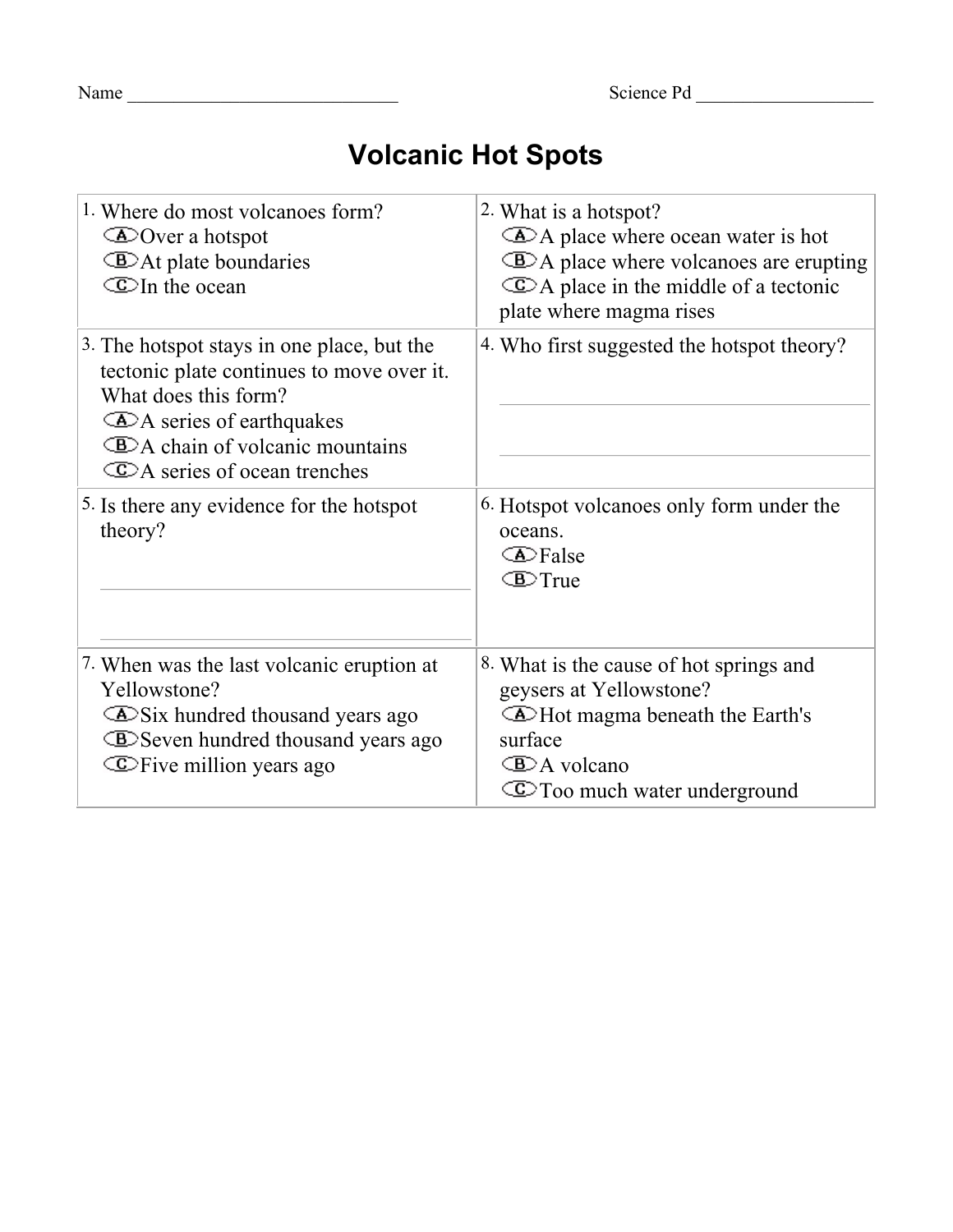Name ______________________________ Science Pd ____________________

# Volcanic Hot Spots

1. Where do most volcanoes form?
   - (A) Over a hotspot
   - (B) At plate boundaries
   - (C) In the ocean

2. What is a hotspot?
   - (A) A place where ocean water is hot
   - (B) A place where volcanoes are erupting
   - (C) A place in the middle of a tectonic plate where magma rises

3. The hotspot stays in one place, but the tectonic plate continues to move over it. What does this form?
   - (A) A series of earthquakes
   - (B) A chain of volcanic mountains
   - (C) A series of ocean trenches

4. Who first suggested the hotspot theory?

   ______________________________________________

   ______________________________________________

5. Is there any evidence for the hotspot theory?

   ______________________________________________

   ______________________________________________

6. Hotspot volcanoes only form under the oceans.
   - (A) False
   - (B) True

7. When was the last volcanic eruption at Yellowstone?
   - (A) Six hundred thousand years ago
   - (B) Seven hundred thousand years ago
   - (C) Five million years ago

8. What is the cause of hot springs and geysers at Yellowstone?
   - (A) Hot magma beneath the Earth's surface
   - (B) A volcano
   - (C) Too much water underground